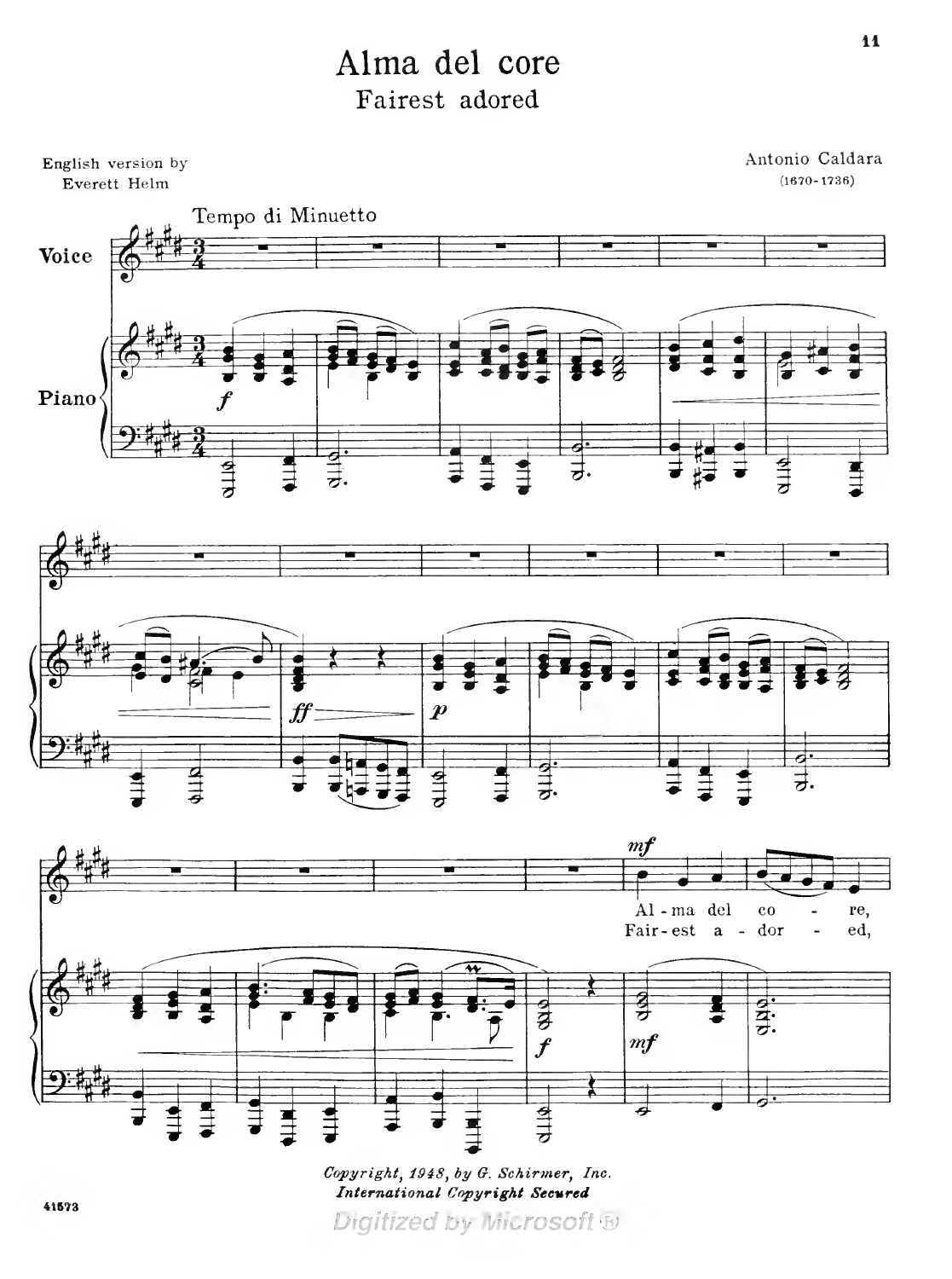# Alma del core

## Fairest adored

English version by
Everett Helm

Antonio Caldara
(1670-1736)

Tempo di Minuetto

Voice

Piano

Al - ma del co - re,
Fair - est a - dor - ed,

*Copyright, 1948, by G. Schirmer, Inc.*
***International Copyright Secured***

41573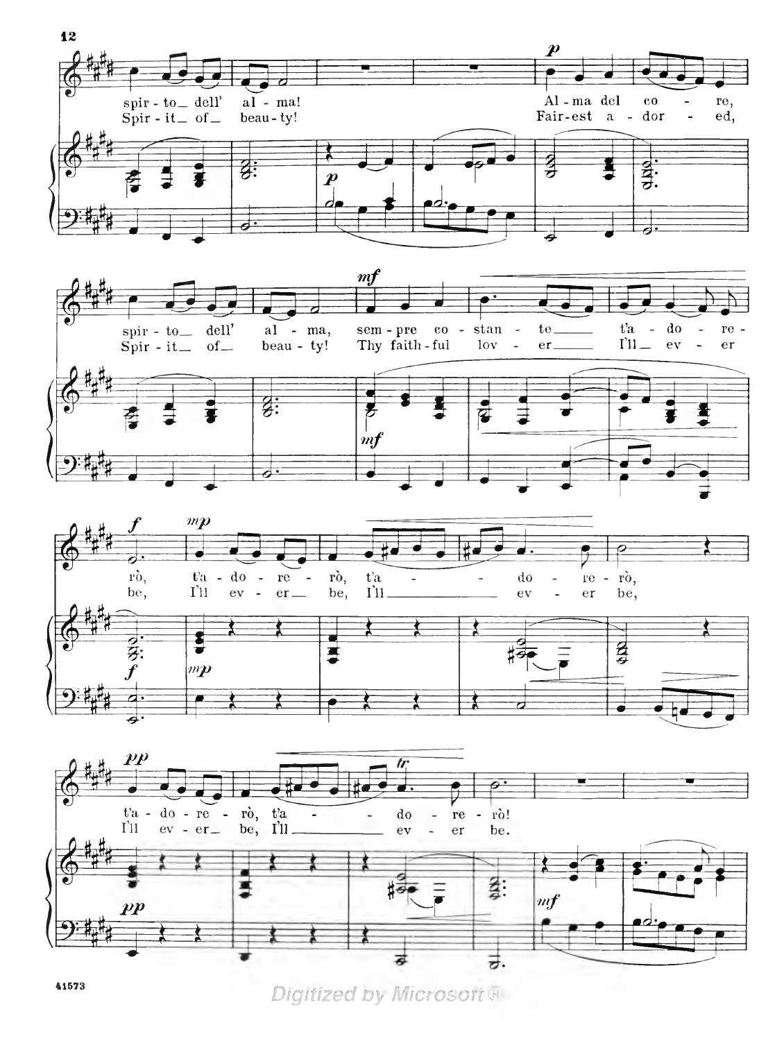spir - to\_ dell' al - ma! Al - ma del co - re,
Spir - it\_ of\_ beau - ty! Fair-est a - dor - ed,

spir - to\_ dell' al - ma, sem - pre co - stan - te\_ t'a - do - re -
Spir - it\_ of\_ beau - ty! Thy faith - ful lov - er\_ I'll\_ ev - er

rò, t'a - do - re - rò, t'a - do - re - rò,
be, I'll ev - er\_ be, I'll\_ ev - er be,

t'a - do - re - rò, t'a - do - re - rò!
I'll ev - er\_ be, I'll\_ ev - er be.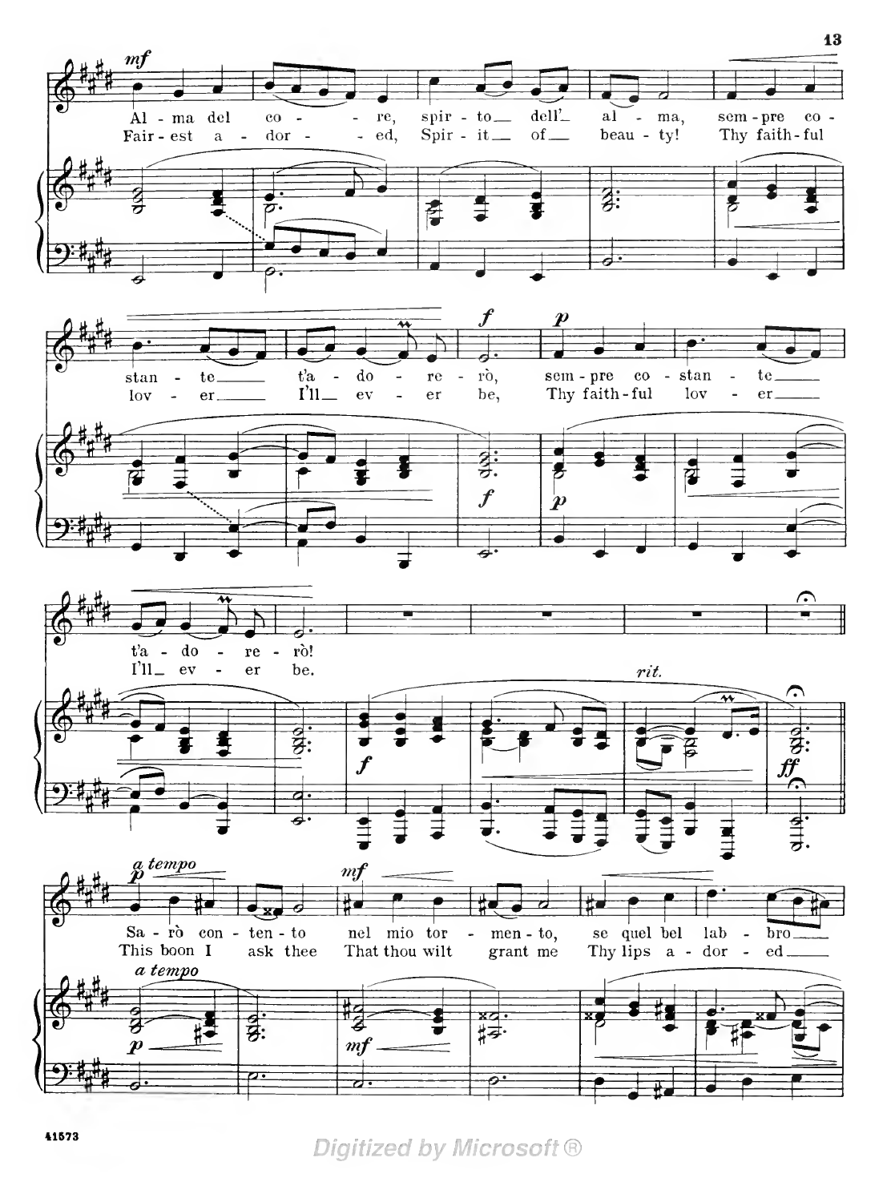*mf*

Al - ma del co - - re, spir - to dell' al - ma, sem - pre co -
Fair - est a - dor - - ed, Spir - it of beau - ty! Thy faith - ful

stan - te t'a - do - re - rò, *f* *p* sem - pre co - stan - te
lov - er I'll ev - er be, Thy faith - ful lov - er

t'a - do - re - rò!
I'll ev - er be.

*rit.*

*a tempo*

*p* Sa - rò con - ten - to *mf* nel mio tor - men - to, se quel bel lab - bro
This boon I ask thee That thou wilt grant me Thy lips a - dor - ed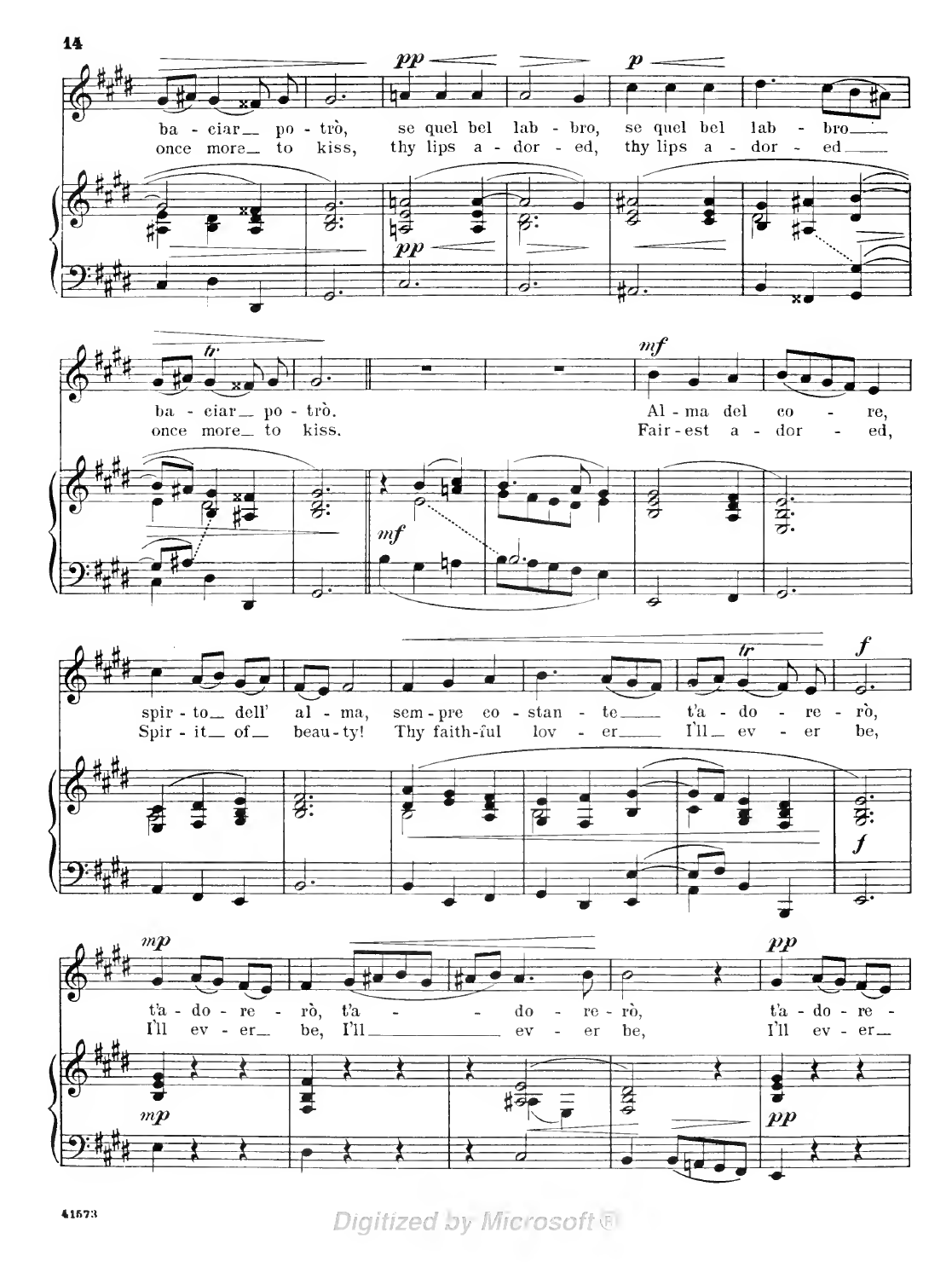ba - ciar po - trò, se quel bel lab - bro, se quel bel lab - bro
once more to kiss, thy lips a - dor - ed, thy lips a - dor - ed

ba - ciar po - trò. Al - ma del co - re,
once more to kiss. Fair - est a - dor - ed,

spir - to dell' al - ma, sem - pre co - stan - te t'a - do - re - rò,
Spir - it of beau - ty! Thy faith - ful lov - er I'll ev - er be,

t'a - do - re - rò, t'a - do - re - rò, t'a - do - re -
I'll ev - er be, I'll ev - er be, I'll ev - er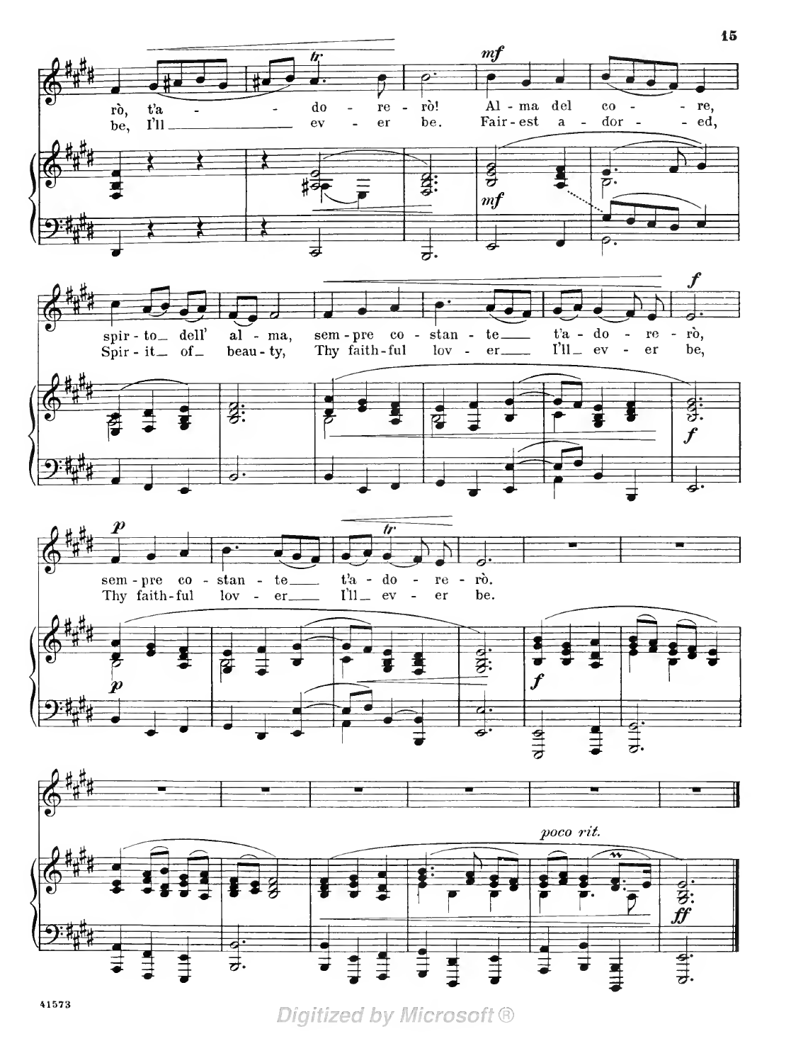rò, t'adorerò! Alma del core, spirto dell' alma, sempre costante t'adorerò, sempre costante t'adorerò.

be, I'll ever be. Fairest adored, Spirit of beauty, Thy faithful lover I'll ever be, Thy faithful lover I'll ever be.